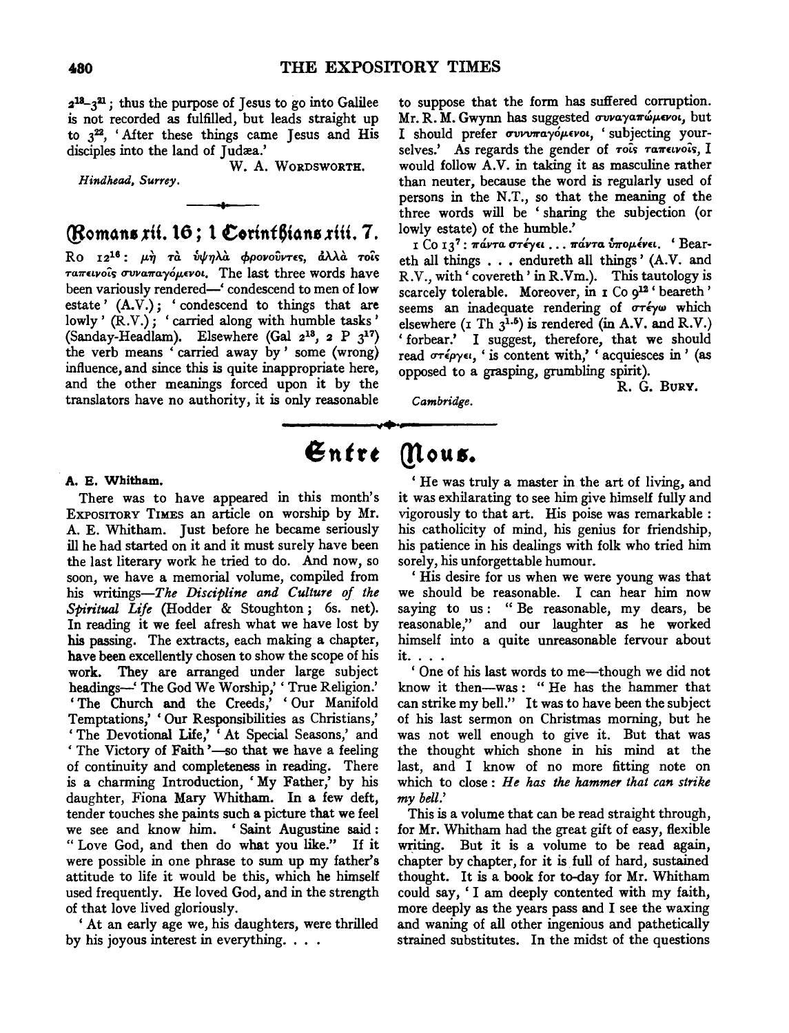$2^{13}$–$3^{21}$; thus the purpose of Jesus to go into Galilee is not recorded as fulfilled, but leads straight up to $3^{22}$, 'After these things came Jesus and His disciples into the land of Judæa.'

W. A. Wordsworth.

*Hindhead, Surrey.*

## Romans xii. 16; 1 Corinthians xiii. 7.

Ro $12^{16}$: μὴ τὰ ὑψηλὰ φρονοῦντες, ἀλλὰ τοῖς ταπεινοῖς συναπαγόμενοι. The last three words have been variously rendered—'condescend to men of low estate' (A.V.); 'condescend to things that are lowly' (R.V.); 'carried along with humble tasks' (Sanday-Headlam). Elsewhere (Gal $2^{13}$, 2 P $3^{17}$) the verb means 'carried away by' some (wrong) influence, and since this is quite inappropriate here, and the other meanings forced upon it by the translators have no authority, it is only reasonable to suppose that the form has suffered corruption. Mr. R. M. Gwynn has suggested συναγαπώμενοι, but I should prefer συνυπαγόμενοι, 'subjecting yourselves.' As regards the gender of τοῖς ταπεινοῖς, I would follow A.V. in taking it as masculine rather than neuter, because the word is regularly used of persons in the N.T., so that the meaning of the three words will be 'sharing the subjection (or lowly estate) of the humble.'

1 Co $13^{7}$: πάντα στέγει . . . πάντα ὑπομένει. 'Beareth all things . . . endureth all things' (A.V. and R.V., with 'covereth' in R.Vm.). This tautology is scarcely tolerable. Moreover, in 1 Co $9^{12}$ 'beareth' seems an inadequate rendering of στέγω which elsewhere (1 Th $3^{1.5}$) is rendered (in A.V. and R.V.) 'forbear.' I suggest, therefore, that we should read στέργει, 'is content with,' 'acquiesces in' (as opposed to a grasping, grumbling spirit).

R. G. Bury.

*Cambridge.*

# Entre Nous.

### A. E. Whitham.

There was to have appeared in this month's Expository Times an article on worship by Mr. A. E. Whitham. Just before he became seriously ill he had started on it and it must surely have been the last literary work he tried to do. And now, so soon, we have a memorial volume, compiled from his writings—*The Discipline and Culture of the Spiritual Life* (Hodder & Stoughton; 6s. net). In reading it we feel afresh what we have lost by his passing. The extracts, each making a chapter, have been excellently chosen to show the scope of his work. They are arranged under large subject headings—'The God We Worship,' 'True Religion.' 'The Church and the Creeds,' 'Our Manifold Temptations,' 'Our Responsibilities as Christians,' 'The Devotional Life,' 'At Special Seasons,' and 'The Victory of Faith'—so that we have a feeling of continuity and completeness in reading. There is a charming Introduction, 'My Father,' by his daughter, Fiona Mary Whitham. In a few deft, tender touches she paints such a picture that we feel we see and know him. 'Saint Augustine said: "Love God, and then do what you like." If it were possible in one phrase to sum up my father's attitude to life it would be this, which he himself used frequently. He loved God, and in the strength of that love lived gloriously.

'At an early age we, his daughters, were thrilled by his joyous interest in everything. . . .

'He was truly a master in the art of living, and it was exhilarating to see him give himself fully and vigorously to that art. His poise was remarkable: his catholicity of mind, his genius for friendship, his patience in his dealings with folk who tried him sorely, his unforgettable humour.

'His desire for us when we were young was that we should be reasonable. I can hear him now saying to us: "Be reasonable, my dears, be reasonable," and our laughter as he worked himself into a quite unreasonable fervour about it. . . .

'One of his last words to me—though we did not know it then—was: "He has the hammer that can strike my bell." It was to have been the subject of his last sermon on Christmas morning, but he was not well enough to give it. But that was the thought which shone in his mind at the last, and I know of no more fitting note on which to close: *He has the hammer that can strike my bell.*'

This is a volume that can be read straight through, for Mr. Whitham had the great gift of easy, flexible writing. But it is a volume to be read again, chapter by chapter, for it is full of hard, sustained thought. It is a book for to-day for Mr. Whitham could say, 'I am deeply contented with my faith, more deeply as the years pass and I see the waxing and waning of all other ingenious and pathetically strained substitutes. In the midst of the questions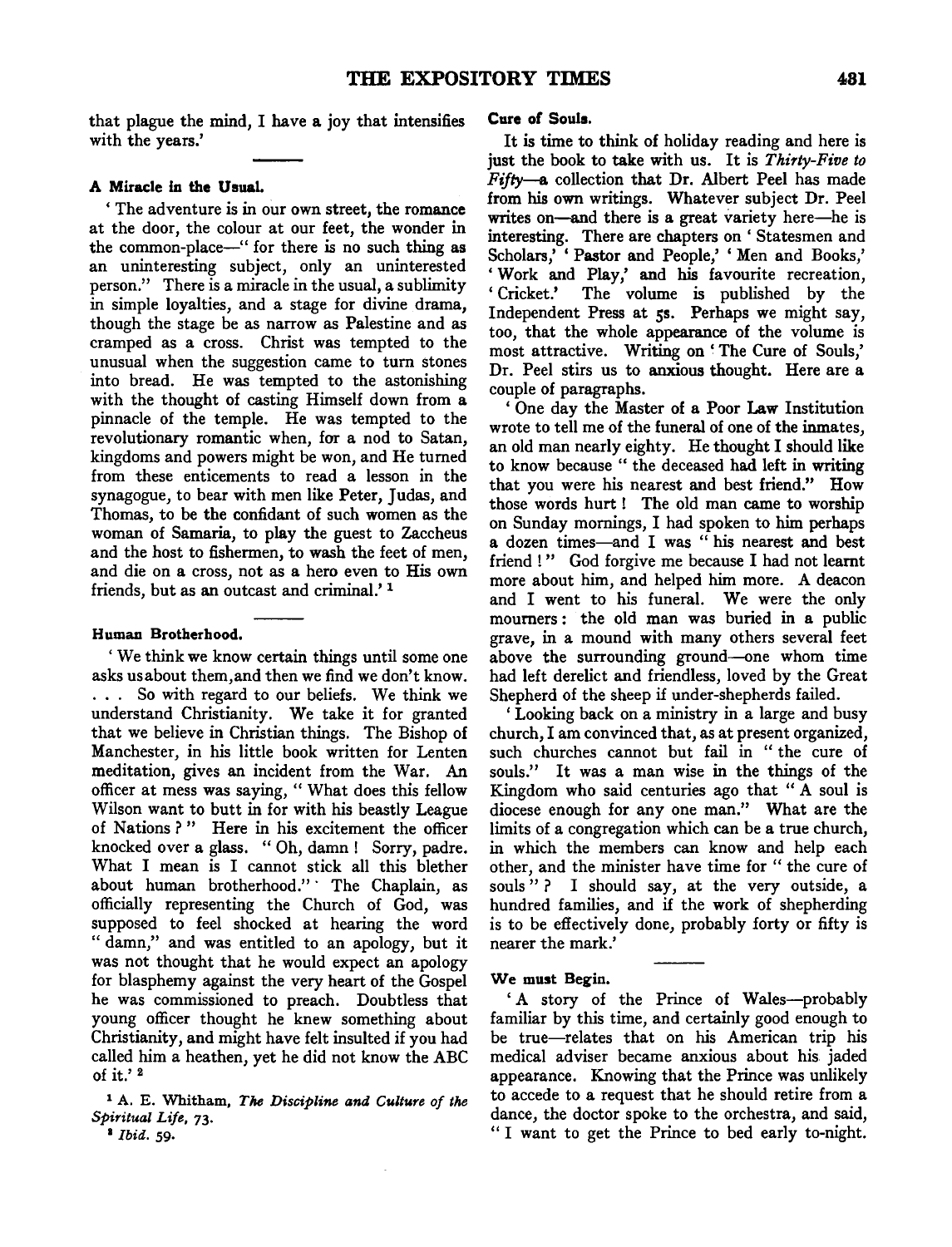that plague the mind, I have a joy that intensifies with the years.'

### A Miracle in the Usual.

'The adventure is in our own street, the romance at the door, the colour at our feet, the wonder in the common-place—" for there is no such thing as an uninteresting subject, only an uninterested person." There is a miracle in the usual, a sublimity in simple loyalties, and a stage for divine drama, though the stage be as narrow as Palestine and as cramped as a cross. Christ was tempted to the unusual when the suggestion came to turn stones into bread. He was tempted to the astonishing with the thought of casting Himself down from a pinnacle of the temple. He was tempted to the revolutionary romantic when, for a nod to Satan, kingdoms and powers might be won, and He turned from these enticements to read a lesson in the synagogue, to bear with men like Peter, Judas, and Thomas, to be the confidant of such women as the woman of Samaria, to play the guest to Zaccheus and the host to fishermen, to wash the feet of men, and die on a cross, not as a hero even to His own friends, but as an outcast and criminal.' [1]

### Human Brotherhood.

'We think we know certain things until some one asks us about them, and then we find we don't know. . . . So with regard to our beliefs. We think we understand Christianity. We take it for granted that we believe in Christian things. The Bishop of Manchester, in his little book written for Lenten meditation, gives an incident from the War. An officer at mess was saying, " What does this fellow Wilson want to butt in for with his beastly League of Nations ? " Here in his excitement the officer knocked over a glass. " Oh, damn ! Sorry, padre. What I mean is I cannot stick all this blether about human brotherhood." The Chaplain, as officially representing the Church of God, was supposed to feel shocked at hearing the word " damn," and was entitled to an apology, but it was not thought that he would expect an apology for blasphemy against the very heart of the Gospel he was commissioned to preach. Doubtless that young officer thought he knew something about Christianity, and might have felt insulted if you had called him a heathen, yet he did not know the ABC of it.' [2]

[1] A. E. Whitham, *The Discipline and Culture of the Spiritual Life*, 73.

[2] *Ibid.* 59.

### Cure of Souls.

It is time to think of holiday reading and here is just the book to take with us. It is *Thirty-Five to Fifty*—a collection that Dr. Albert Peel has made from his own writings. Whatever subject Dr. Peel writes on—and there is a great variety here—he is interesting. There are chapters on 'Statesmen and Scholars,' 'Pastor and People,' 'Men and Books,' 'Work and Play,' and his favourite recreation, 'Cricket.' The volume is published by the Independent Press at 5s. Perhaps we might say, too, that the whole appearance of the volume is most attractive. Writing on 'The Cure of Souls,' Dr. Peel stirs us to anxious thought. Here are a couple of paragraphs.

'One day the Master of a Poor Law Institution wrote to tell me of the funeral of one of the inmates, an old man nearly eighty. He thought I should like to know because " the deceased had left in writing that you were his nearest and best friend." How those words hurt ! The old man came to worship on Sunday mornings, I had spoken to him perhaps a dozen times—and I was " his nearest and best friend ! " God forgive me because I had not learnt more about him, and helped him more. A deacon and I went to his funeral. We were the only mourners : the old man was buried in a public grave, in a mound with many others several feet above the surrounding ground—one whom time had left derelict and friendless, loved by the Great Shepherd of the sheep if under-shepherds failed.

'Looking back on a ministry in a large and busy church, I am convinced that, as at present organized, such churches cannot but fail in " the cure of souls." It was a man wise in the things of the Kingdom who said centuries ago that " A soul is diocese enough for any one man." What are the limits of a congregation which can be a true church, in which the members can know and help each other, and the minister have time for " the cure of souls " ? I should say, at the very outside, a hundred families, and if the work of shepherding is to be effectively done, probably forty or fifty is nearer the mark.'

### We must Begin.

'A story of the Prince of Wales—probably familiar by this time, and certainly good enough to be true—relates that on his American trip his medical adviser became anxious about his jaded appearance. Knowing that the Prince was unlikely to accede to a request that he should retire from a dance, the doctor spoke to the orchestra, and said, " I want to get the Prince to bed early to-night.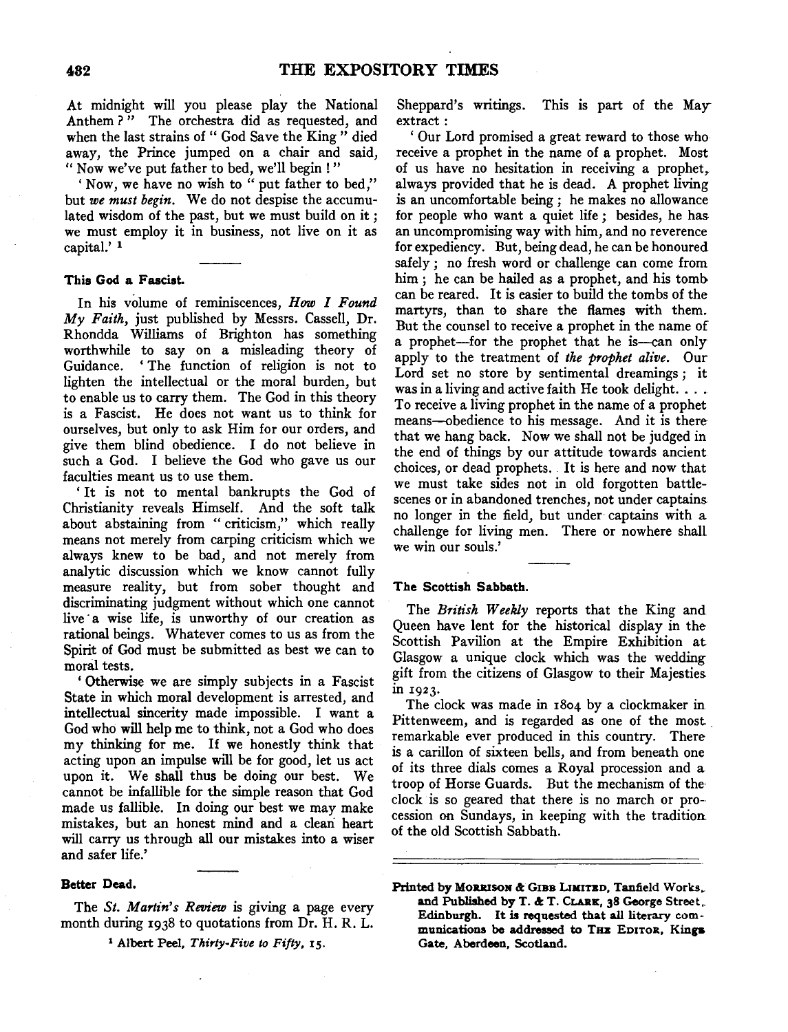At midnight will you please play the National Anthem?" The orchestra did as requested, and when the last strains of "God Save the King" died away, the Prince jumped on a chair and said, "Now we've put father to bed, we'll begin!"

'Now, we have no wish to "put father to bed," but *we must begin*. We do not despise the accumulated wisdom of the past, but we must build on it; we must employ it in business, not live on it as capital.' [1]

### This God a Fascist.

In his volume of reminiscences, *How I Found My Faith*, just published by Messrs. Cassell, Dr. Rhondda Williams of Brighton has something worthwhile to say on a misleading theory of Guidance. 'The function of religion is not to lighten the intellectual or the moral burden, but to enable us to carry them. The God in this theory is a Fascist. He does not want us to think for ourselves, but only to ask Him for our orders, and give them blind obedience. I do not believe in such a God. I believe the God who gave us our faculties meant us to use them.

'It is not to mental bankrupts the God of Christianity reveals Himself. And the soft talk about abstaining from "criticism," which really means not merely from carping criticism which we always knew to be bad, and not merely from analytic discussion which we know cannot fully measure reality, but from sober thought and discriminating judgment without which one cannot live a wise life, is unworthy of our creation as rational beings. Whatever comes to us as from the Spirit of God must be submitted as best we can to moral tests.

'Otherwise we are simply subjects in a Fascist State in which moral development is arrested, and intellectual sincerity made impossible. I want a God who will help me to think, not a God who does my thinking for me. If we honestly think that acting upon an impulse will be for good, let us act upon it. We shall thus be doing our best. We cannot be infallible for the simple reason that God made us fallible. In doing our best we may make mistakes, but an honest mind and a clean heart will carry us through all our mistakes into a wiser and safer life.'

### Better Dead.

The *St. Martin's Review* is giving a page every month during 1938 to quotations from Dr. H. R. L. Sheppard's writings. This is part of the May extract:

'Our Lord promised a great reward to those who receive a prophet in the name of a prophet. Most of us have no hesitation in receiving a prophet, always provided that he is dead. A prophet living is an uncomfortable being; he makes no allowance for people who want a quiet life; besides, he has an uncompromising way with him, and no reverence for expediency. But, being dead, he can be honoured safely; no fresh word or challenge can come from him; he can be hailed as a prophet, and his tomb can be reared. It is easier to build the tombs of the martyrs, than to share the flames with them. But the counsel to receive a prophet in the name of a prophet—for the prophet that he is—can only apply to the treatment of *the prophet alive*. Our Lord set no store by sentimental dreamings; it was in a living and active faith He took delight. . . . To receive a living prophet in the name of a prophet means—obedience to his message. And it is there that we hang back. Now we shall not be judged in the end of things by our attitude towards ancient choices, or dead prophets. It is here and now that we must take sides not in old forgotten battle-scenes or in abandoned trenches, not under captains no longer in the field, but under captains with a challenge for living men. There or nowhere shall we win our souls.'

### The Scottish Sabbath.

The *British Weekly* reports that the King and Queen have lent for the historical display in the Scottish Pavilion at the Empire Exhibition at Glasgow a unique clock which was the wedding gift from the citizens of Glasgow to their Majesties in 1923.

The clock was made in 1804 by a clockmaker in Pittenweem, and is regarded as one of the most remarkable ever produced in this country. There is a carillon of sixteen bells, and from beneath one of its three dials comes a Royal procession and a troop of Horse Guards. But the mechanism of the clock is so geared that there is no march or procession on Sundays, in keeping with the tradition of the old Scottish Sabbath.

[1] Albert Peel, *Thirty-Five to Fifty*, 15.

---

**Printed by Morrison & Gibb Limited, Tanfield Works, and Published by T. & T. Clark, 38 George Street, Edinburgh. It is requested that all literary communications be addressed to The Editor, Kings Gate, Aberdeen, Scotland.**